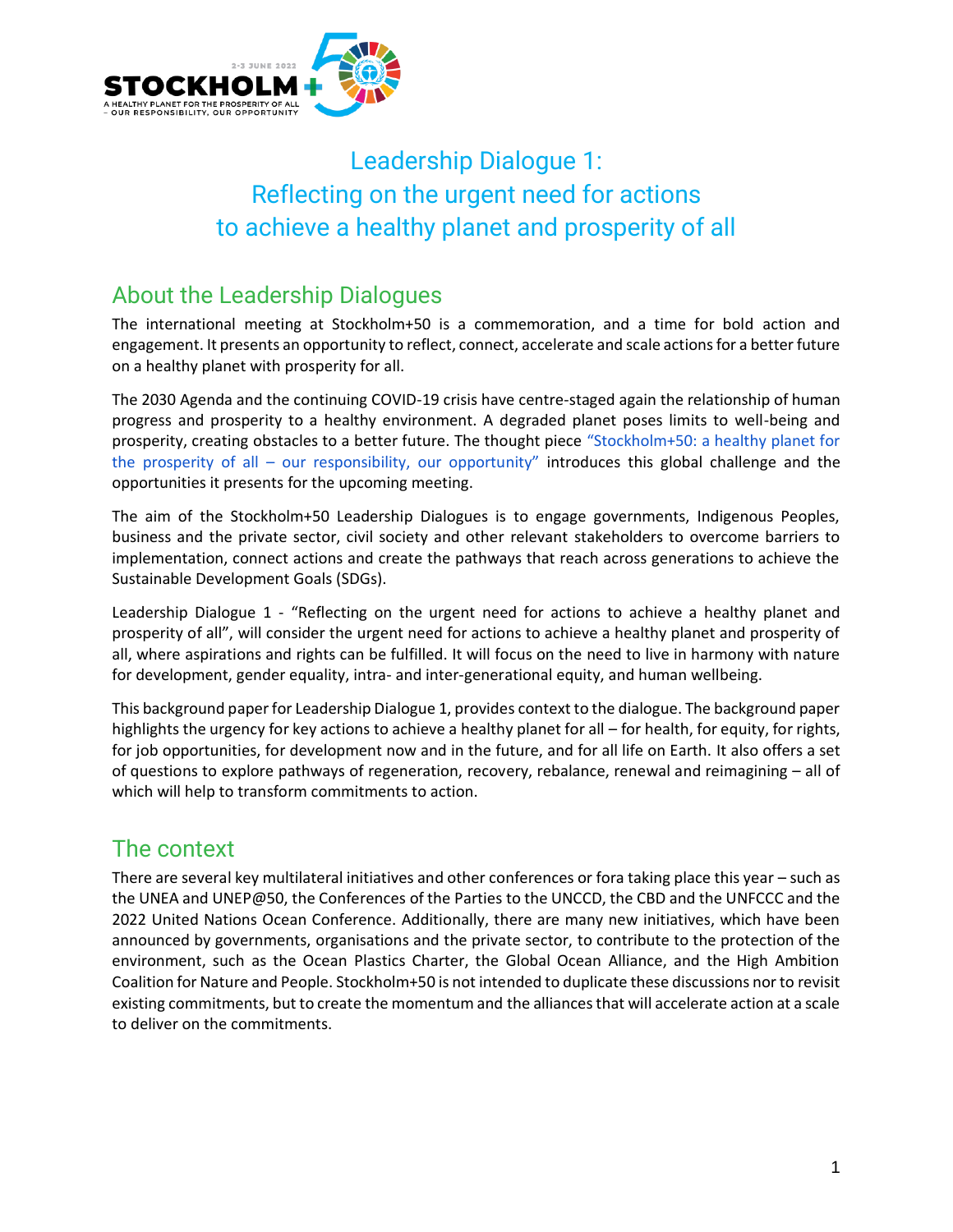# Leadership Dialogue 1: Reflecting on the urgent need for actions to achieve a healthy planet and prosperity of all

## About the Leadership Dialogues

The international meeting at Stockholm+50 is a commemoration, and a time for bold action and engagement. It presents an opportunity to reflect, connect, accelerate and scale actions for a better future on a healthy planet with prosperity for all.

The 2030 Agenda and the continuing COVID-19 crisis have centre-staged again the relationship of human progress and prosperity to a healthy environment. A degraded planet poses limits to well-being and prosperity, creating obstacles to a better future. The thought piece "Stockholm+50: a healthy planet for the prosperity of all – our responsibility, our opportunity" introduces this global challenge and the opportunities it presents for the upcoming meeting.

The aim of the Stockholm+50 Leadership Dialogues is to engage governments, Indigenous Peoples, business and the private sector, civil society and other relevant stakeholders to overcome barriers to implementation, connect actions and create the pathways that reach across generations to achieve the Sustainable Development Goals (SDGs).

Leadership Dialogue 1 - "Reflecting on the urgent need for actions to achieve a healthy planet and prosperity of all", will consider the urgent need for actions to achieve a healthy planet and prosperity of all, where aspirations and rights can be fulfilled. It will focus on the need to live in harmony with nature for development, gender equality, intra- and inter-generational equity, and human wellbeing.

This background paper for Leadership Dialogue 1, provides context to the dialogue. The background paper highlights the urgency for key actions to achieve a healthy planet for all – for health, for equity, for rights, for job opportunities, for development now and in the future, and for all life on Earth. It also offers a set of questions to explore pathways of regeneration, recovery, rebalance, renewal and reimagining – all of which will help to transform commitments to action.

## The context

There are several key multilateral initiatives and other conferences or fora taking place this year – such as the UNEA and UNEP@50, the Conferences of the Parties to the UNCCD, the CBD and the UNFCCC and the 2022 United Nations Ocean Conference. Additionally, there are many new initiatives, which have been announced by governments, organisations and the private sector, to contribute to the protection of the environment, such as the Ocean Plastics Charter, the Global Ocean Alliance, and the High Ambition Coalition for Nature and People. Stockholm+50 is not intended to duplicate these discussions nor to revisit existing commitments, but to create the momentum and the alliances that will accelerate action at a scale to deliver on the commitments.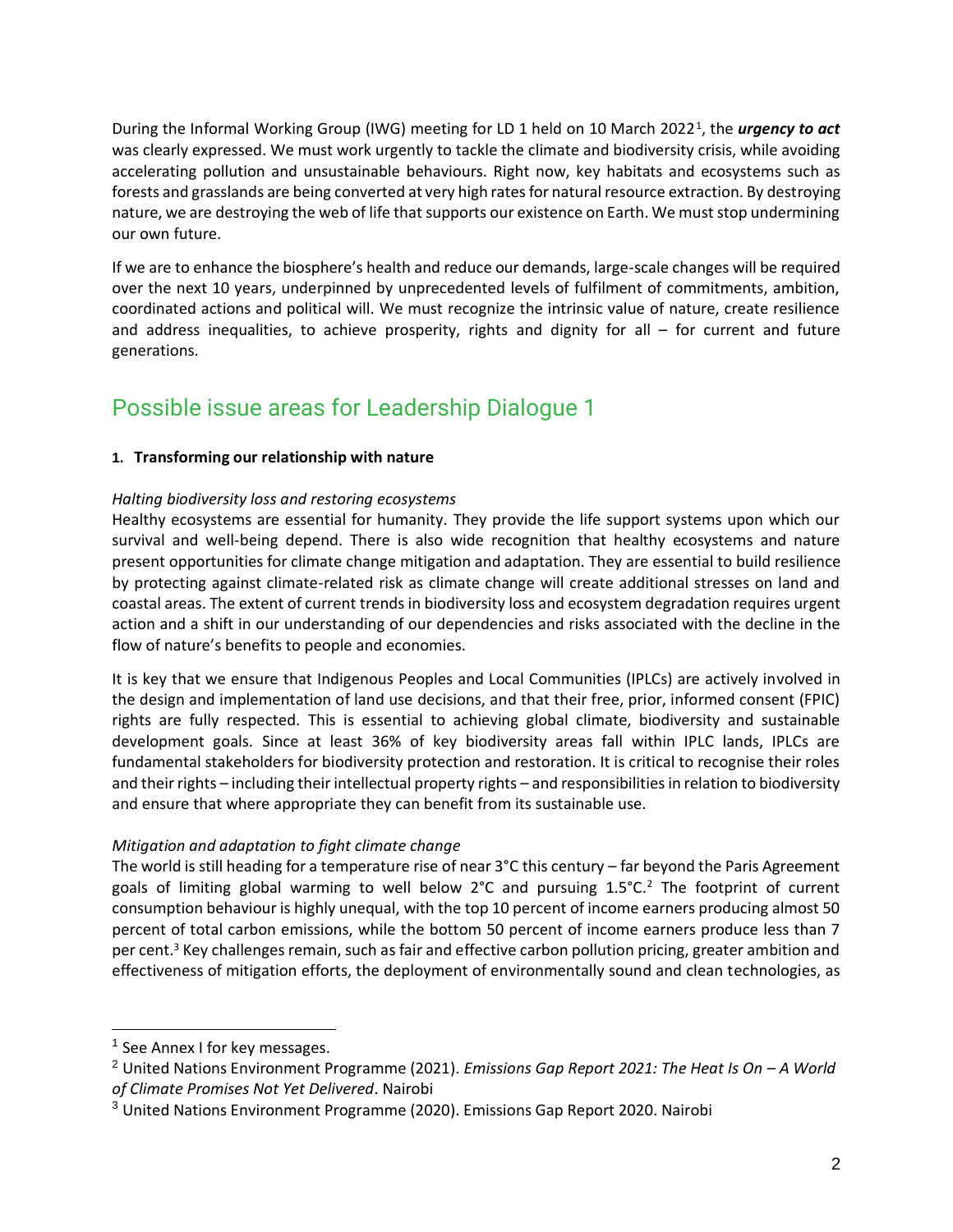During the Informal Working Group (IWG) meeting for LD 1 held on 10 March 2022[1], the ***urgency to act*** was clearly expressed. We must work urgently to tackle the climate and biodiversity crisis, while avoiding accelerating pollution and unsustainable behaviours. Right now, key habitats and ecosystems such as forests and grasslands are being converted at very high rates for natural resource extraction. By destroying nature, we are destroying the web of life that supports our existence on Earth. We must stop undermining our own future.

If we are to enhance the biosphere's health and reduce our demands, large-scale changes will be required over the next 10 years, underpinned by unprecedented levels of fulfilment of commitments, ambition, coordinated actions and political will. We must recognize the intrinsic value of nature, create resilience and address inequalities, to achieve prosperity, rights and dignity for all – for current and future generations.

## Possible issue areas for Leadership Dialogue 1

### 1. Transforming our relationship with nature

*Halting biodiversity loss and restoring ecosystems*

Healthy ecosystems are essential for humanity. They provide the life support systems upon which our survival and well-being depend. There is also wide recognition that healthy ecosystems and nature present opportunities for climate change mitigation and adaptation. They are essential to build resilience by protecting against climate-related risk as climate change will create additional stresses on land and coastal areas. The extent of current trends in biodiversity loss and ecosystem degradation requires urgent action and a shift in our understanding of our dependencies and risks associated with the decline in the flow of nature's benefits to people and economies.

It is key that we ensure that Indigenous Peoples and Local Communities (IPLCs) are actively involved in the design and implementation of land use decisions, and that their free, prior, informed consent (FPIC) rights are fully respected. This is essential to achieving global climate, biodiversity and sustainable development goals. Since at least 36% of key biodiversity areas fall within IPLC lands, IPLCs are fundamental stakeholders for biodiversity protection and restoration. It is critical to recognise their roles and their rights – including their intellectual property rights – and responsibilities in relation to biodiversity and ensure that where appropriate they can benefit from its sustainable use.

*Mitigation and adaptation to fight climate change*

The world is still heading for a temperature rise of near 3°C this century – far beyond the Paris Agreement goals of limiting global warming to well below 2°C and pursuing 1.5°C.[2] The footprint of current consumption behaviour is highly unequal, with the top 10 percent of income earners producing almost 50 percent of total carbon emissions, while the bottom 50 percent of income earners produce less than 7 per cent.[3] Key challenges remain, such as fair and effective carbon pollution pricing, greater ambition and effectiveness of mitigation efforts, the deployment of environmentally sound and clean technologies, as

---

[1] See Annex I for key messages.

[2] United Nations Environment Programme (2021). *Emissions Gap Report 2021: The Heat Is On – A World of Climate Promises Not Yet Delivered*. Nairobi

[3] United Nations Environment Programme (2020). Emissions Gap Report 2020. Nairobi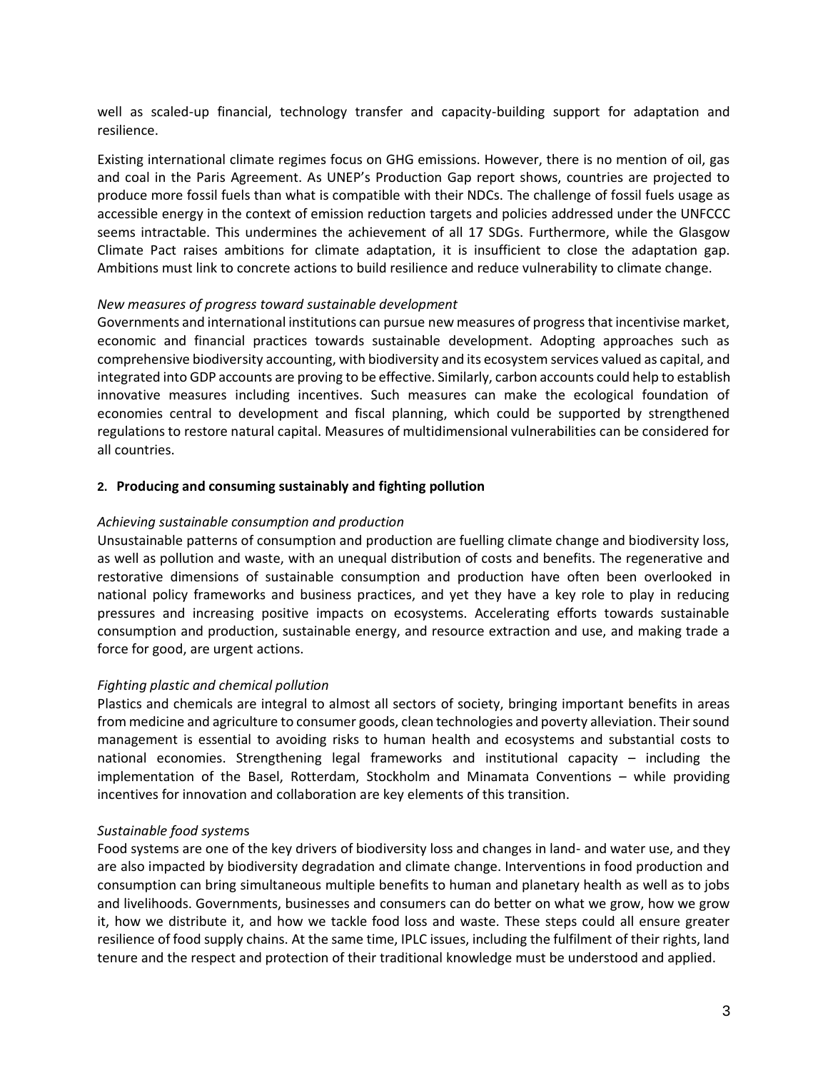well as scaled-up financial, technology transfer and capacity-building support for adaptation and resilience.

Existing international climate regimes focus on GHG emissions. However, there is no mention of oil, gas and coal in the Paris Agreement. As UNEP's Production Gap report shows, countries are projected to produce more fossil fuels than what is compatible with their NDCs. The challenge of fossil fuels usage as accessible energy in the context of emission reduction targets and policies addressed under the UNFCCC seems intractable. This undermines the achievement of all 17 SDGs. Furthermore, while the Glasgow Climate Pact raises ambitions for climate adaptation, it is insufficient to close the adaptation gap. Ambitions must link to concrete actions to build resilience and reduce vulnerability to climate change.

*New measures of progress toward sustainable development*

Governments and international institutions can pursue new measures of progress that incentivise market, economic and financial practices towards sustainable development. Adopting approaches such as comprehensive biodiversity accounting, with biodiversity and its ecosystem services valued as capital, and integrated into GDP accounts are proving to be effective. Similarly, carbon accounts could help to establish innovative measures including incentives. Such measures can make the ecological foundation of economies central to development and fiscal planning, which could be supported by strengthened regulations to restore natural capital. Measures of multidimensional vulnerabilities can be considered for all countries.

### 2. Producing and consuming sustainably and fighting pollution

*Achieving sustainable consumption and production*

Unsustainable patterns of consumption and production are fuelling climate change and biodiversity loss, as well as pollution and waste, with an unequal distribution of costs and benefits. The regenerative and restorative dimensions of sustainable consumption and production have often been overlooked in national policy frameworks and business practices, and yet they have a key role to play in reducing pressures and increasing positive impacts on ecosystems. Accelerating efforts towards sustainable consumption and production, sustainable energy, and resource extraction and use, and making trade a force for good, are urgent actions.

*Fighting plastic and chemical pollution*

Plastics and chemicals are integral to almost all sectors of society, bringing important benefits in areas from medicine and agriculture to consumer goods, clean technologies and poverty alleviation. Their sound management is essential to avoiding risks to human health and ecosystems and substantial costs to national economies. Strengthening legal frameworks and institutional capacity – including the implementation of the Basel, Rotterdam, Stockholm and Minamata Conventions – while providing incentives for innovation and collaboration are key elements of this transition.

*Sustainable food systems*

Food systems are one of the key drivers of biodiversity loss and changes in land- and water use, and they are also impacted by biodiversity degradation and climate change. Interventions in food production and consumption can bring simultaneous multiple benefits to human and planetary health as well as to jobs and livelihoods. Governments, businesses and consumers can do better on what we grow, how we grow it, how we distribute it, and how we tackle food loss and waste. These steps could all ensure greater resilience of food supply chains. At the same time, IPLC issues, including the fulfilment of their rights, land tenure and the respect and protection of their traditional knowledge must be understood and applied.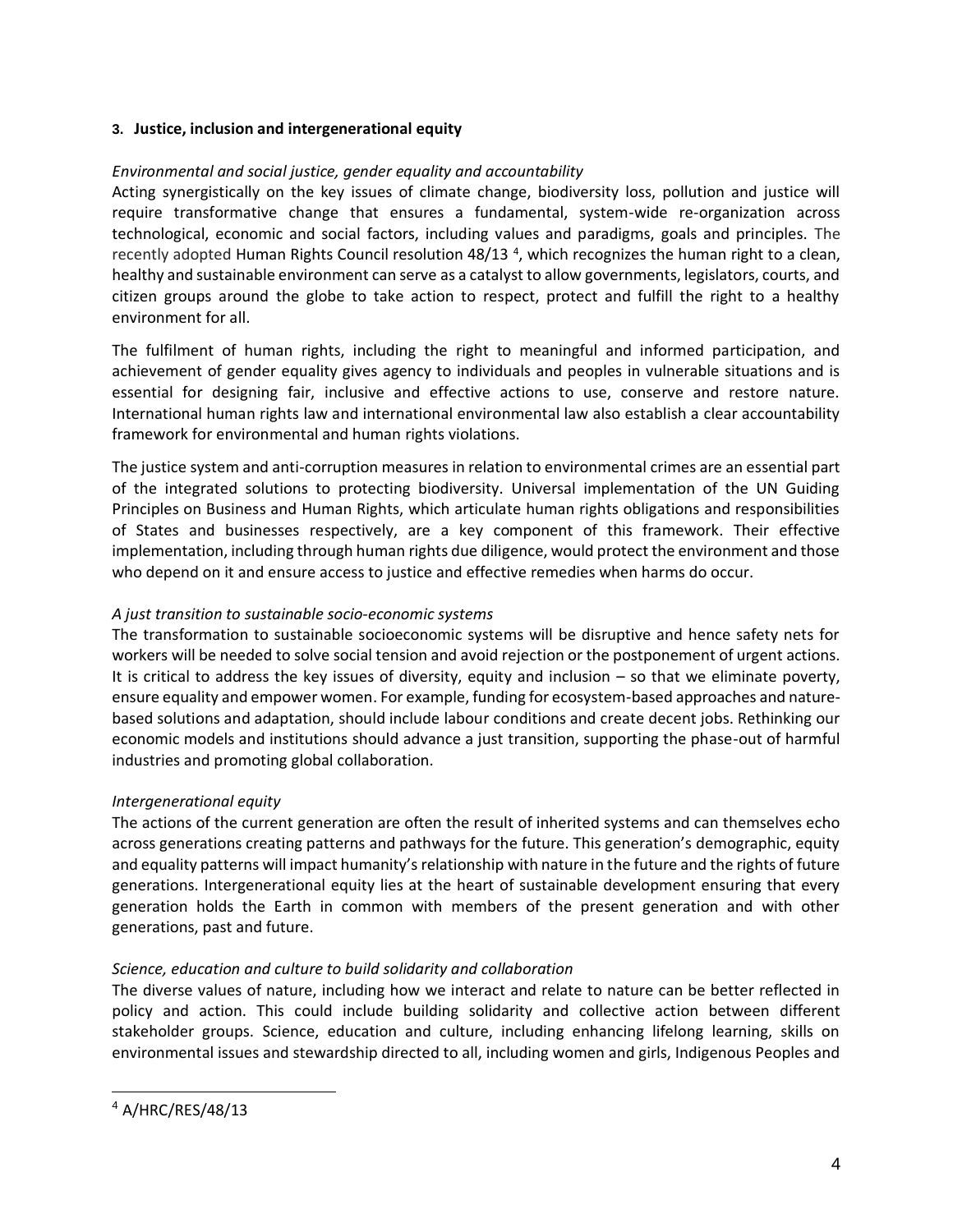### 3. Justice, inclusion and intergenerational equity

*Environmental and social justice, gender equality and accountability*

Acting synergistically on the key issues of climate change, biodiversity loss, pollution and justice will require transformative change that ensures a fundamental, system-wide re-organization across technological, economic and social factors, including values and paradigms, goals and principles. The recently adopted Human Rights Council resolution 48/13 [4], which recognizes the human right to a clean, healthy and sustainable environment can serve as a catalyst to allow governments, legislators, courts, and citizen groups around the globe to take action to respect, protect and fulfill the right to a healthy environment for all.

The fulfilment of human rights, including the right to meaningful and informed participation, and achievement of gender equality gives agency to individuals and peoples in vulnerable situations and is essential for designing fair, inclusive and effective actions to use, conserve and restore nature. International human rights law and international environmental law also establish a clear accountability framework for environmental and human rights violations.

The justice system and anti-corruption measures in relation to environmental crimes are an essential part of the integrated solutions to protecting biodiversity. Universal implementation of the UN Guiding Principles on Business and Human Rights, which articulate human rights obligations and responsibilities of States and businesses respectively, are a key component of this framework. Their effective implementation, including through human rights due diligence, would protect the environment and those who depend on it and ensure access to justice and effective remedies when harms do occur.

*A just transition to sustainable socio-economic systems*

The transformation to sustainable socioeconomic systems will be disruptive and hence safety nets for workers will be needed to solve social tension and avoid rejection or the postponement of urgent actions. It is critical to address the key issues of diversity, equity and inclusion – so that we eliminate poverty, ensure equality and empower women. For example, funding for ecosystem-based approaches and nature-based solutions and adaptation, should include labour conditions and create decent jobs. Rethinking our economic models and institutions should advance a just transition, supporting the phase-out of harmful industries and promoting global collaboration.

*Intergenerational equity*

The actions of the current generation are often the result of inherited systems and can themselves echo across generations creating patterns and pathways for the future. This generation's demographic, equity and equality patterns will impact humanity's relationship with nature in the future and the rights of future generations. Intergenerational equity lies at the heart of sustainable development ensuring that every generation holds the Earth in common with members of the present generation and with other generations, past and future.

*Science, education and culture to build solidarity and collaboration*

The diverse values of nature, including how we interact and relate to nature can be better reflected in policy and action. This could include building solidarity and collective action between different stakeholder groups. Science, education and culture, including enhancing lifelong learning, skills on environmental issues and stewardship directed to all, including women and girls, Indigenous Peoples and

[4] A/HRC/RES/48/13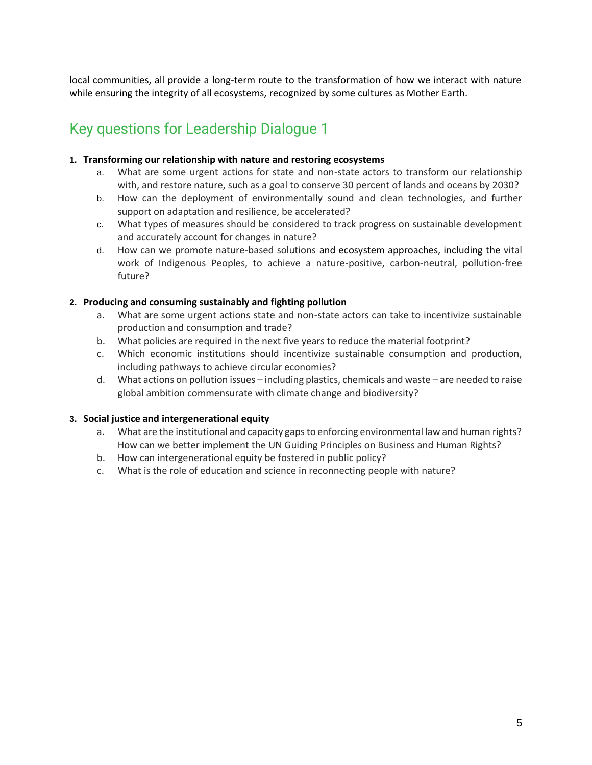local communities, all provide a long-term route to the transformation of how we interact with nature while ensuring the integrity of all ecosystems, recognized by some cultures as Mother Earth.

## Key questions for Leadership Dialogue 1

1. **Transforming our relationship with nature and restoring ecosystems**
    a. What are some urgent actions for state and non-state actors to transform our relationship with, and restore nature, such as a goal to conserve 30 percent of lands and oceans by 2030?
    b. How can the deployment of environmentally sound and clean technologies, and further support on adaptation and resilience, be accelerated?
    c. What types of measures should be considered to track progress on sustainable development and accurately account for changes in nature?
    d. How can we promote nature-based solutions and ecosystem approaches, including the vital work of Indigenous Peoples, to achieve a nature-positive, carbon-neutral, pollution-free future?

2. **Producing and consuming sustainably and fighting pollution**
    a. What are some urgent actions state and non-state actors can take to incentivize sustainable production and consumption and trade?
    b. What policies are required in the next five years to reduce the material footprint?
    c. Which economic institutions should incentivize sustainable consumption and production, including pathways to achieve circular economies?
    d. What actions on pollution issues – including plastics, chemicals and waste – are needed to raise global ambition commensurate with climate change and biodiversity?

3. **Social justice and intergenerational equity**
    a. What are the institutional and capacity gaps to enforcing environmental law and human rights? How can we better implement the UN Guiding Principles on Business and Human Rights?
    b. How can intergenerational equity be fostered in public policy?
    c. What is the role of education and science in reconnecting people with nature?